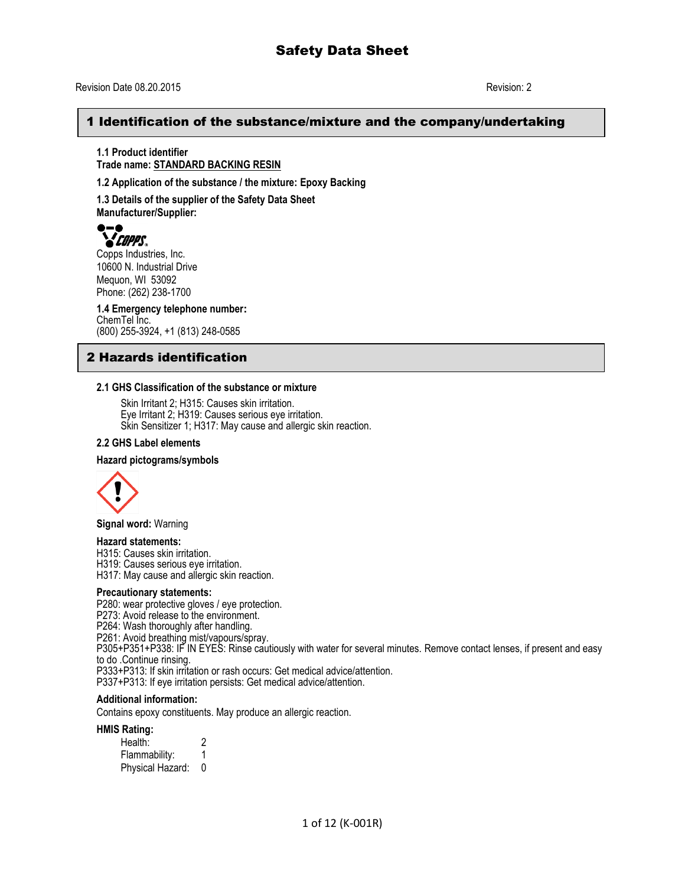# Safety Data Sheet

Revision Date 08.20.2015 Revision: 2

## 1 Identification of the substance/mixture and the company/undertaking

**1.1 Product identifier**
**Trade name: STANDARD BACKING RESIN**

**1.2 Application of the substance / the mixture: Epoxy Backing**

**1.3 Details of the supplier of the Safety Data Sheet**
**Manufacturer/Supplier:**

COPPS

Copps Industries, Inc.
10600 N. Industrial Drive
Mequon, WI 53092
Phone: (262) 238-1700

**1.4 Emergency telephone number:**
ChemTel Inc.
(800) 255-3924, +1 (813) 248-0585

## 2 Hazards identification

**2.1 GHS Classification of the substance or mixture**

Skin Irritant 2; H315: Causes skin irritation.
Eye Irritant 2; H319: Causes serious eye irritation.
Skin Sensitizer 1; H317: May cause and allergic skin reaction.

**2.2 GHS Label elements**

**Hazard pictograms/symbols**

**Signal word:** Warning

**Hazard statements:**
H315: Causes skin irritation.
H319: Causes serious eye irritation.
H317: May cause and allergic skin reaction.

**Precautionary statements:**
P280: wear protective gloves / eye protection.
P273: Avoid release to the environment.
P264: Wash thoroughly after handling.
P261: Avoid breathing mist/vapours/spray.
P305+P351+P338: IF IN EYES: Rinse cautiously with water for several minutes. Remove contact lenses, if present and easy to do .Continue rinsing.
P333+P313: If skin irritation or rash occurs: Get medical advice/attention.
P337+P313: If eye irritation persists: Get medical advice/attention.

**Additional information:**
Contains epoxy constituents. May produce an allergic reaction.

**HMIS Rating:**

| | |
|---|---|
| Health: | 2 |
| Flammability: | 1 |
| Physical Hazard: | 0 |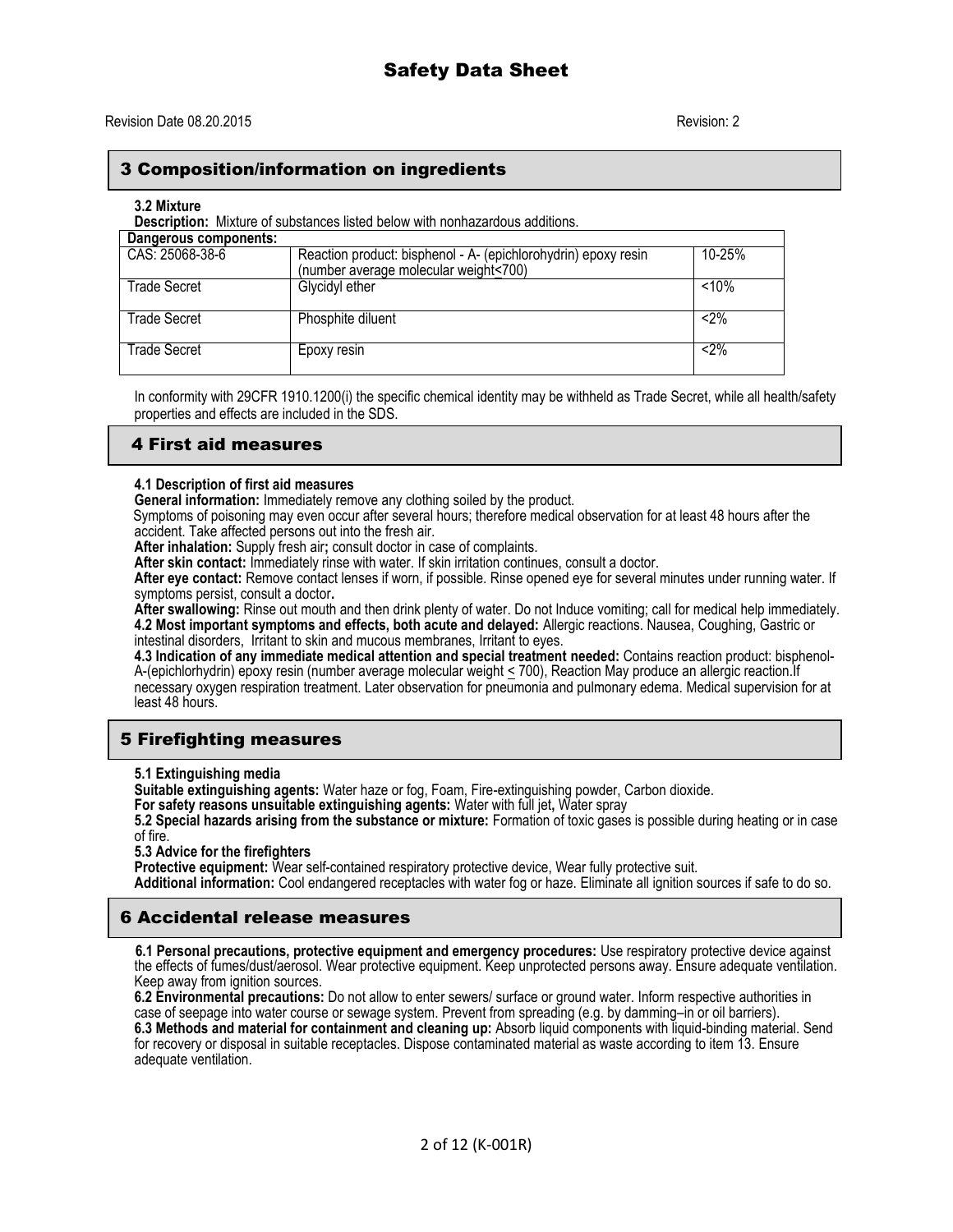# Safety Data Sheet

Revision Date 08.20.2015 Revision: 2

## 3 Composition/information on ingredients

**3.2 Mixture**

**Description:** Mixture of substances listed below with nonhazardous additions.

| Dangerous components: | | |
|---|---|---|
| CAS: 25068-38-6 | Reaction product: bisphenol - A- (epichlorohydrin) epoxy resin (number average molecular weight<700) | 10-25% |
| Trade Secret | Glycidyl ether | <10% |
| Trade Secret | Phosphite diluent | <2% |
| Trade Secret | Epoxy resin | <2% |

In conformity with 29CFR 1910.1200(i) the specific chemical identity may be withheld as Trade Secret, while all health/safety properties and effects are included in the SDS.

## 4 First aid measures

**4.1 Description of first aid measures**

**General information:** Immediately remove any clothing soiled by the product.
Symptoms of poisoning may even occur after several hours; therefore medical observation for at least 48 hours after the accident. Take affected persons out into the fresh air.

**After inhalation:** Supply fresh air**;** consult doctor in case of complaints.

**After skin contact:** Immediately rinse with water. If skin irritation continues, consult a doctor.

**After eye contact:** Remove contact lenses if worn, if possible. Rinse opened eye for several minutes under running water. If symptoms persist, consult a doctor**.**

**After swallowing:** Rinse out mouth and then drink plenty of water. Do not Induce vomiting; call for medical help immediately.

**4.2 Most important symptoms and effects, both acute and delayed:** Allergic reactions. Nausea, Coughing, Gastric or intestinal disorders, Irritant to skin and mucous membranes, Irritant to eyes.

**4.3 Indication of any immediate medical attention and special treatment needed:** Contains reaction product: bisphenol-A-(epichlorhydrin) epoxy resin (number average molecular weight ≤ 700), Reaction May produce an allergic reaction.If necessary oxygen respiration treatment. Later observation for pneumonia and pulmonary edema. Medical supervision for at least 48 hours.

## 5 Firefighting measures

**5.1 Extinguishing media**

**Suitable extinguishing agents:** Water haze or fog, Foam, Fire-extinguishing powder, Carbon dioxide.

**For safety reasons unsuitable extinguishing agents:** Water with full jet**,** Water spray

**5.2 Special hazards arising from the substance or mixture:** Formation of toxic gases is possible during heating or in case of fire.

**5.3 Advice for the firefighters**

**Protective equipment:** Wear self-contained respiratory protective device, Wear fully protective suit.

**Additional information:** Cool endangered receptacles with water fog or haze. Eliminate all ignition sources if safe to do so.

## 6 Accidental release measures

**6.1 Personal precautions, protective equipment and emergency procedures:** Use respiratory protective device against the effects of fumes/dust/aerosol. Wear protective equipment. Keep unprotected persons away. Ensure adequate ventilation. Keep away from ignition sources.

**6.2 Environmental precautions:** Do not allow to enter sewers/ surface or ground water. Inform respective authorities in case of seepage into water course or sewage system. Prevent from spreading (e.g. by damming–in or oil barriers).

**6.3 Methods and material for containment and cleaning up:** Absorb liquid components with liquid-binding material. Send for recovery or disposal in suitable receptacles. Dispose contaminated material as waste according to item 13. Ensure adequate ventilation.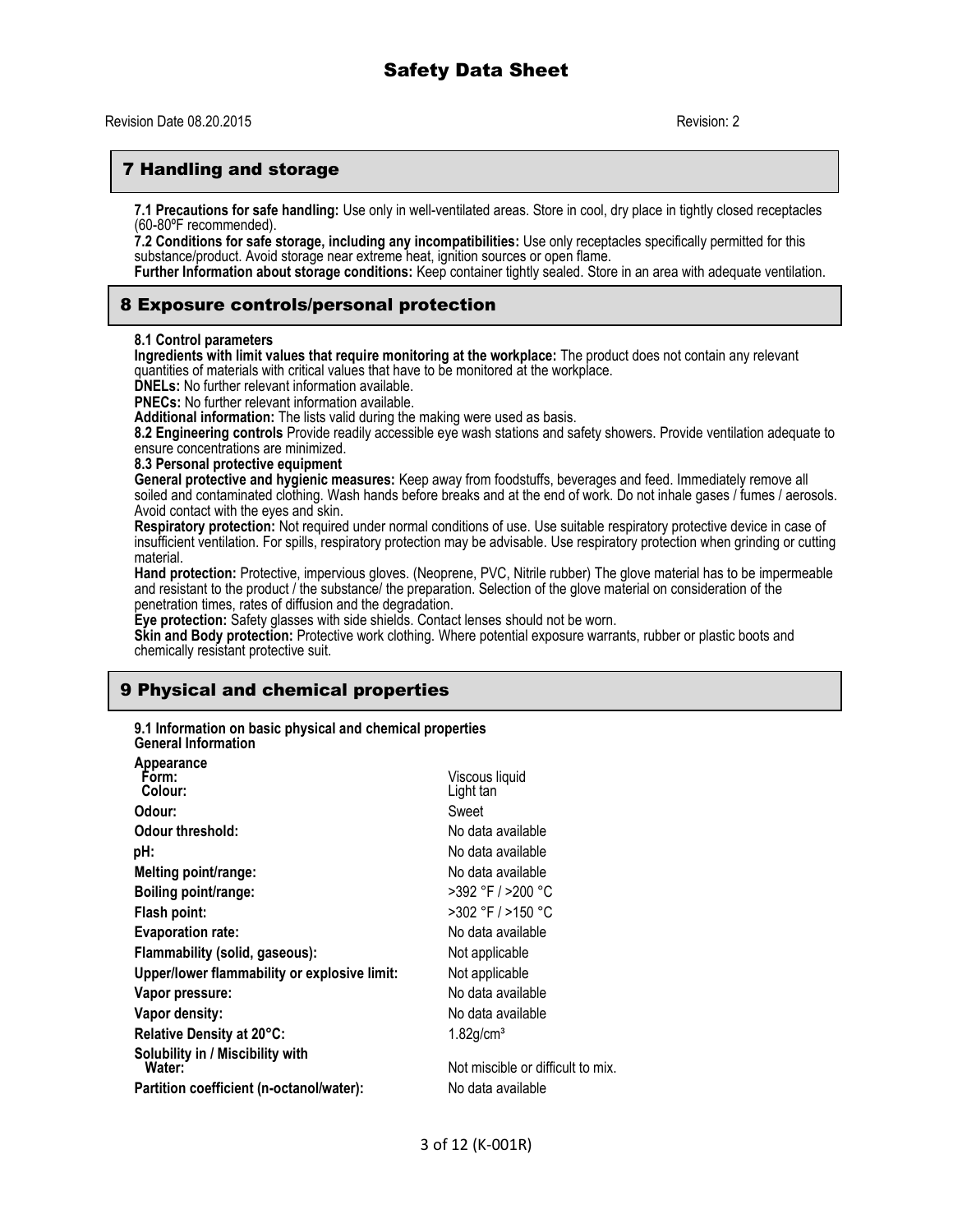# Safety Data Sheet

Revision Date 08.20.2015 Revision: 2

## 7 Handling and storage

**7.1 Precautions for safe handling:** Use only in well-ventilated areas. Store in cool, dry place in tightly closed receptacles (60-80ºF recommended).

**7.2 Conditions for safe storage, including any incompatibilities:** Use only receptacles specifically permitted for this substance/product. Avoid storage near extreme heat, ignition sources or open flame.

**Further Information about storage conditions:** Keep container tightly sealed. Store in an area with adequate ventilation.

## 8 Exposure controls/personal protection

**8.1 Control parameters**

**Ingredients with limit values that require monitoring at the workplace:** The product does not contain any relevant quantities of materials with critical values that have to be monitored at the workplace.

**DNELs:** No further relevant information available.

**PNECs:** No further relevant information available.

**Additional information:** The lists valid during the making were used as basis.

**8.2 Engineering controls** Provide readily accessible eye wash stations and safety showers. Provide ventilation adequate to ensure concentrations are minimized.

**8.3 Personal protective equipment**

**General protective and hygienic measures:** Keep away from foodstuffs, beverages and feed. Immediately remove all soiled and contaminated clothing. Wash hands before breaks and at the end of work. Do not inhale gases / fumes / aerosols. Avoid contact with the eyes and skin.

**Respiratory protection:** Not required under normal conditions of use. Use suitable respiratory protective device in case of insufficient ventilation. For spills, respiratory protection may be advisable. Use respiratory protection when grinding or cutting material.

**Hand protection:** Protective, impervious gloves. (Neoprene, PVC, Nitrile rubber) The glove material has to be impermeable and resistant to the product / the substance/ the preparation. Selection of the glove material on consideration of the penetration times, rates of diffusion and the degradation.

**Eye protection:** Safety glasses with side shields. Contact lenses should not be worn.

**Skin and Body protection:** Protective work clothing. Where potential exposure warrants, rubber or plastic boots and chemically resistant protective suit.

## 9 Physical and chemical properties

**9.1 Information on basic physical and chemical properties**
**General Information**

| | |
|---|---|
| **Appearance** | |
| **Form:** | Viscous liquid |
| **Colour:** | Light tan |
| **Odour:** | Sweet |
| **Odour threshold:** | No data available |
| **pH:** | No data available |
| **Melting point/range:** | No data available |
| **Boiling point/range:** | >392 °F / >200 °C |
| **Flash point:** | >302 °F / >150 °C |
| **Evaporation rate:** | No data available |
| **Flammability (solid, gaseous):** | Not applicable |
| **Upper/lower flammability or explosive limit:** | Not applicable |
| **Vapor pressure:** | No data available |
| **Vapor density:** | No data available |
| **Relative Density at 20°C:** | 1.82g/cm³ |
| **Solubility in / Miscibility with Water:** | Not miscible or difficult to mix. |
| **Partition coefficient (n-octanol/water):** | No data available |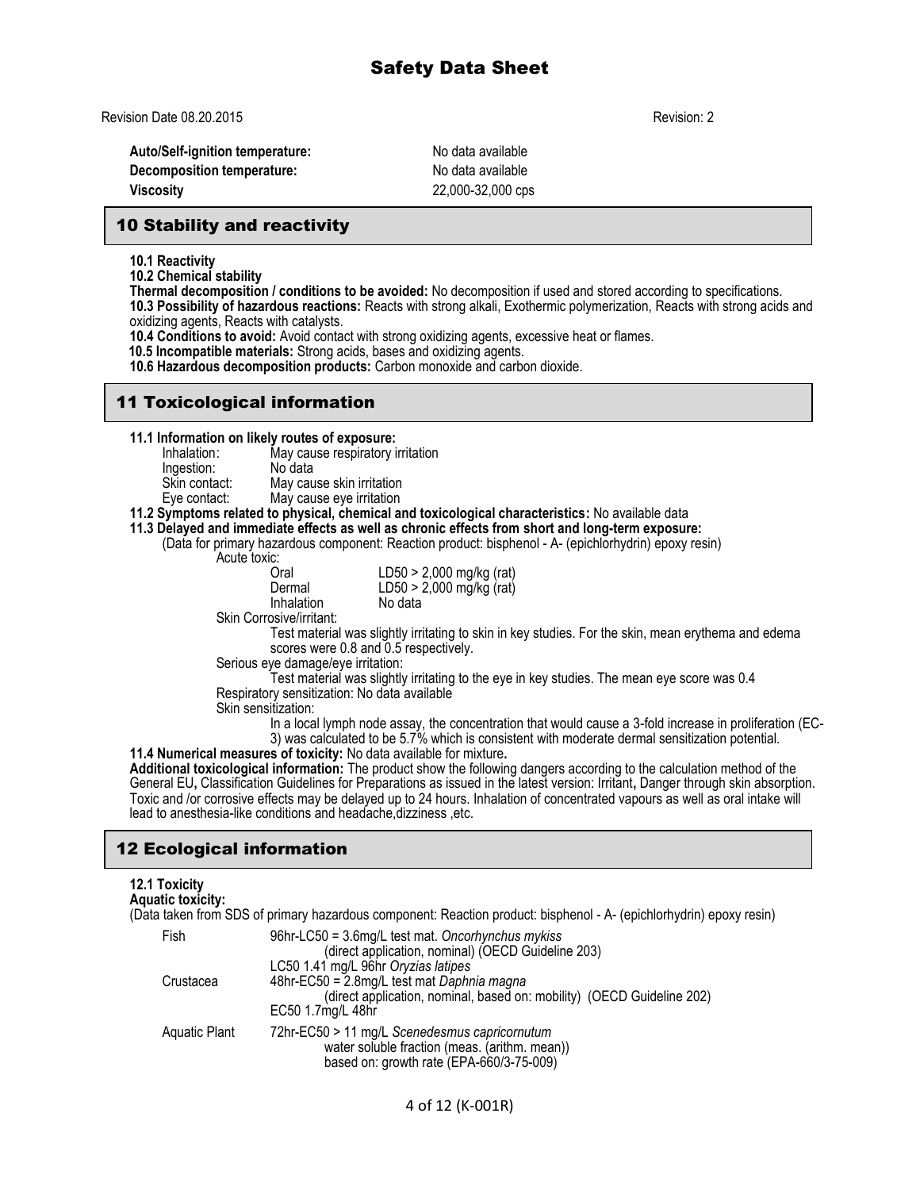**Auto/Self-ignition temperature:** No data available
**Decomposition temperature:** No data available
**Viscosity** 22,000-32,000 cps

## 10 Stability and reactivity

**10.1 Reactivity**
**10.2 Chemical stability**
**Thermal decomposition / conditions to be avoided:** No decomposition if used and stored according to specifications.
**10.3 Possibility of hazardous reactions:** Reacts with strong alkali, Exothermic polymerization, Reacts with strong acids and oxidizing agents, Reacts with catalysts.
**10.4 Conditions to avoid:** Avoid contact with strong oxidizing agents, excessive heat or flames.
**10.5 Incompatible materials:** Strong acids, bases and oxidizing agents.
**10.6 Hazardous decomposition products:** Carbon monoxide and carbon dioxide.

## 11 Toxicological information

**11.1 Information on likely routes of exposure:**

Inhalation: May cause respiratory irritation
Ingestion: No data
Skin contact: May cause skin irritation
Eye contact: May cause eye irritation

**11.2 Symptoms related to physical, chemical and toxicological characteristics:** No available data

**11.3 Delayed and immediate effects as well as chronic effects from short and long-term exposure:**

(Data for primary hazardous component: Reaction product: bisphenol - A- (epichlorhydrin) epoxy resin)

Acute toxic:

| | |
|---|---|
| Oral | LD50 > 2,000 mg/kg (rat) |
| Dermal | LD50 > 2,000 mg/kg (rat) |
| Inhalation | No data |

Skin Corrosive/irritant:
Test material was slightly irritating to skin in key studies. For the skin, mean erythema and edema scores were 0.8 and 0.5 respectively.

Serious eye damage/eye irritation:
Test material was slightly irritating to the eye in key studies. The mean eye score was 0.4

Respiratory sensitization: No data available

Skin sensitization:
In a local lymph node assay, the concentration that would cause a 3-fold increase in proliferation (EC-3) was calculated to be 5.7% which is consistent with moderate dermal sensitization potential.

**11.4 Numerical measures of toxicity:** No data available for mixture**.**

**Additional toxicological information:** The product show the following dangers according to the calculation method of the General EU**,** Classification Guidelines for Preparations as issued in the latest version: Irritant**,** Danger through skin absorption. Toxic and /or corrosive effects may be delayed up to 24 hours. Inhalation of concentrated vapours as well as oral intake will lead to anesthesia-like conditions and headache,dizziness ,etc.

## 12 Ecological information

**12.1 Toxicity**
**Aquatic toxicity:**
(Data taken from SDS of primary hazardous component: Reaction product: bisphenol - A- (epichlorhydrin) epoxy resin)

| | |
|---|---|
| Fish | 96hr-LC50 = 3.6mg/L test mat. *Oncorhynchus mykiss* (direct application, nominal) (OECD Guideline 203)<br>LC50 1.41 mg/L 96hr *Oryzias latipes* |
| Crustacea | 48hr-EC50 = 2.8mg/L test mat *Daphnia magna* (direct application, nominal, based on: mobility) (OECD Guideline 202)<br>EC50 1.7mg/L 48hr |
| Aquatic Plant | 72hr-EC50 > 11 mg/L *Scenedesmus capricornutum* water soluble fraction (meas. (arithm. mean)) based on: growth rate (EPA-660/3-75-009) |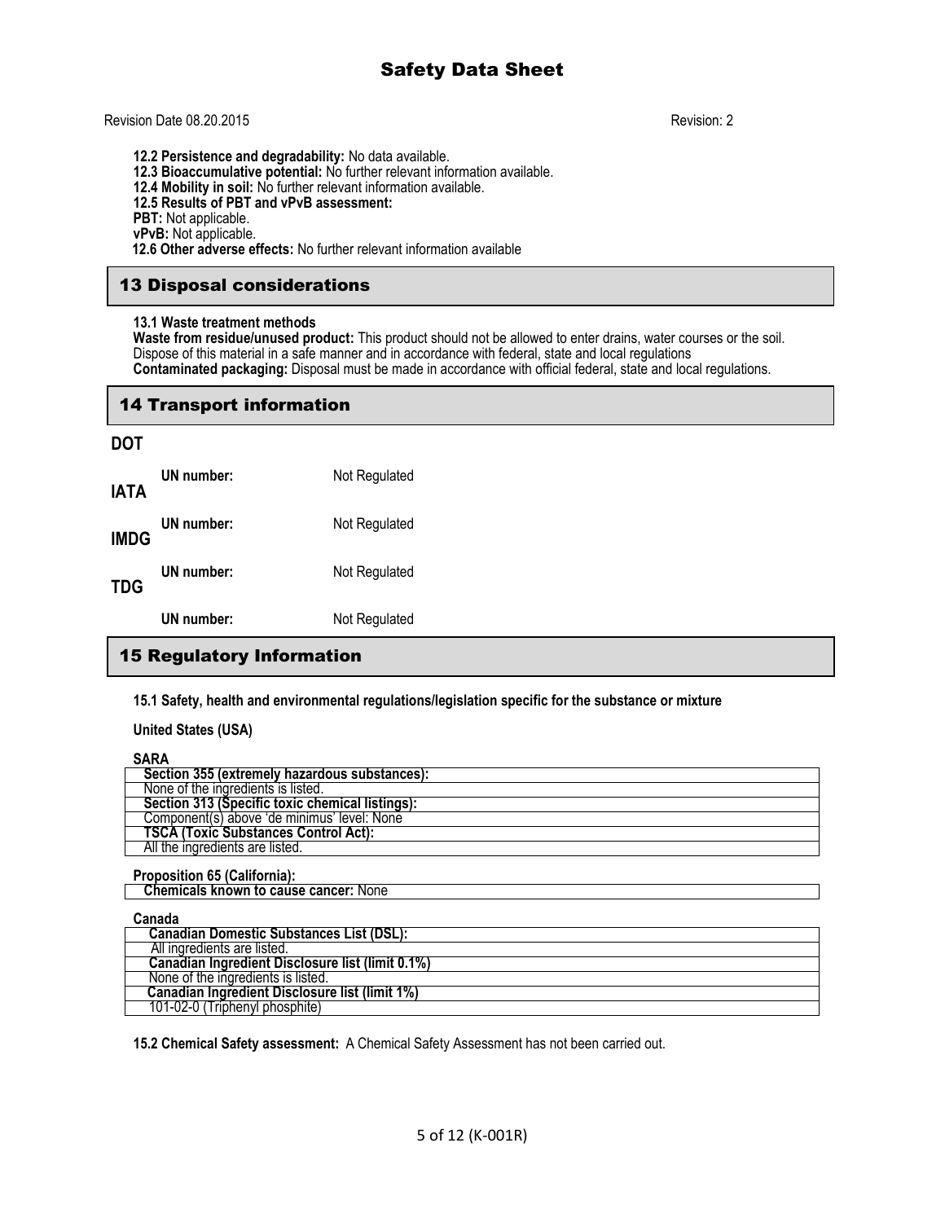**12.2 Persistence and degradability:** No data available.
**12.3 Bioaccumulative potential:** No further relevant information available.
**12.4 Mobility in soil:** No further relevant information available.
**12.5 Results of PBT and vPvB assessment:**
**PBT:** Not applicable.
**vPvB:** Not applicable.
**12.6 Other adverse effects:** No further relevant information available

## 13 Disposal considerations

**13.1 Waste treatment methods**
**Waste from residue/unused product:** This product should not be allowed to enter drains, water courses or the soil. Dispose of this material in a safe manner and in accordance with federal, state and local regulations
**Contaminated packaging:** Disposal must be made in accordance with official federal, state and local regulations.

## 14 Transport information

**DOT**

**UN number:** Not Regulated

**IATA**

**UN number:** Not Regulated

**IMDG**

**UN number:** Not Regulated

**TDG**

**UN number:** Not Regulated

## 15 Regulatory Information

**15.1 Safety, health and environmental regulations/legislation specific for the substance or mixture**

**United States (USA)**

**SARA**

| **Section 355 (extremely hazardous substances):** |
|---|
| None of the ingredients is listed. |
| **Section 313 (Specific toxic chemical listings):** |
| Component(s) above 'de minimus' level: None |
| **TSCA (Toxic Substances Control Act):** |
| All the ingredients are listed. |

**Proposition 65 (California):**

| **Chemicals known to cause cancer:** None |
|---|

**Canada**

| **Canadian Domestic Substances List (DSL):** |
|---|
| All ingredients are listed. |
| **Canadian Ingredient Disclosure list (limit 0.1%)** |
| None of the ingredients is listed. |
| **Canadian Ingredient Disclosure list (limit 1%)** |
| 101-02-0 (Triphenyl phosphite) |

**15.2 Chemical Safety assessment:** A Chemical Safety Assessment has not been carried out.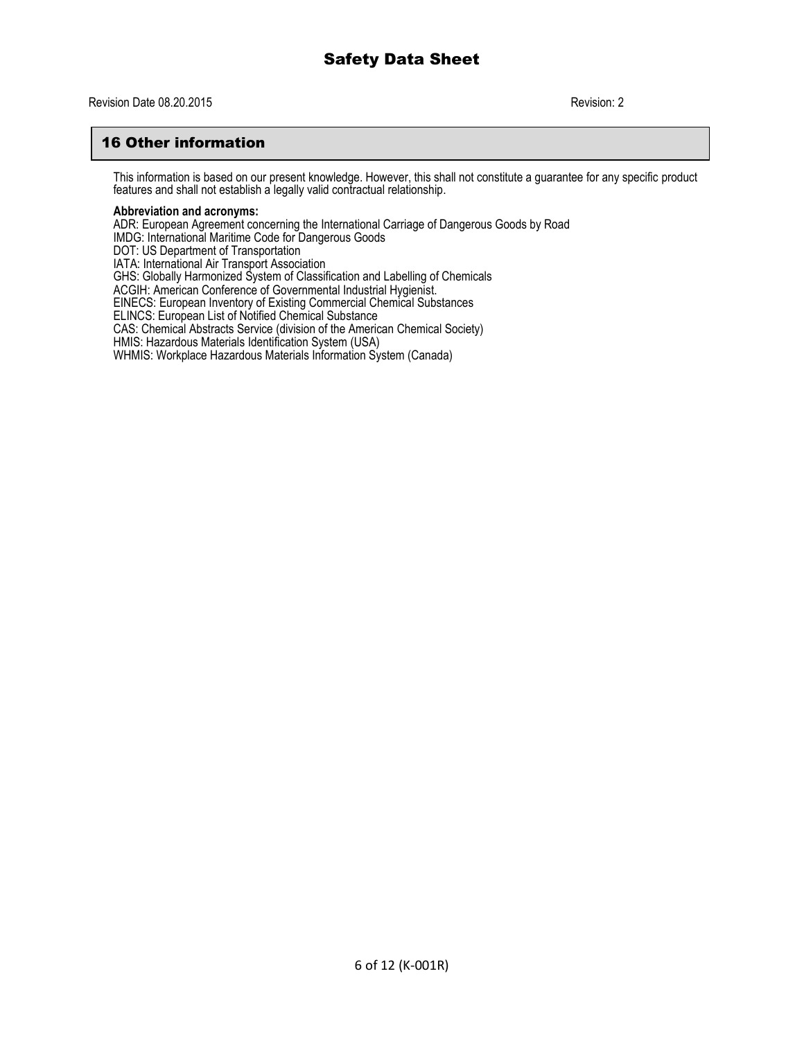# Safety Data Sheet

Revision Date 08.20.2015 Revision: 2

## 16 Other information

This information is based on our present knowledge. However, this shall not constitute a guarantee for any specific product features and shall not establish a legally valid contractual relationship.

**Abbreviation and acronyms:**

ADR: European Agreement concerning the International Carriage of Dangerous Goods by Road
IMDG: International Maritime Code for Dangerous Goods
DOT: US Department of Transportation
IATA: International Air Transport Association
GHS: Globally Harmonized System of Classification and Labelling of Chemicals
ACGIH: American Conference of Governmental Industrial Hygienist.
EINECS: European Inventory of Existing Commercial Chemical Substances
ELINCS: European List of Notified Chemical Substance
CAS: Chemical Abstracts Service (division of the American Chemical Society)
HMIS: Hazardous Materials Identification System (USA)
WHMIS: Workplace Hazardous Materials Information System (Canada)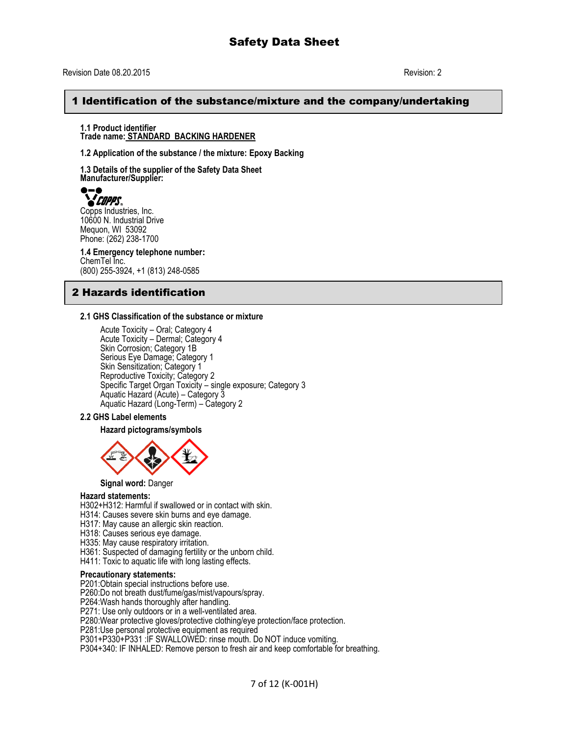# Safety Data Sheet

Revision Date 08.20.2015 Revision: 2

## 1 Identification of the substance/mixture and the company/undertaking

**1.1 Product identifier**
**Trade name: STANDARD BACKING HARDENER**

**1.2 Application of the substance / the mixture: Epoxy Backing**

**1.3 Details of the supplier of the Safety Data Sheet**
**Manufacturer/Supplier:**

COPPS
Copps Industries, Inc.
10600 N. Industrial Drive
Mequon, WI 53092
Phone: (262) 238-1700

**1.4 Emergency telephone number:**
ChemTel Inc.
(800) 255-3924, +1 (813) 248-0585

## 2 Hazards identification

**2.1 GHS Classification of the substance or mixture**

Acute Toxicity – Oral; Category 4
Acute Toxicity – Dermal; Category 4
Skin Corrosion; Category 1B
Serious Eye Damage; Category 1
Skin Sensitization; Category 1
Reproductive Toxicity; Category 2
Specific Target Organ Toxicity – single exposure; Category 3
Aquatic Hazard (Acute) – Category 3
Aquatic Hazard (Long-Term) – Category 2

**2.2 GHS Label elements**

**Hazard pictograms/symbols**

**Signal word:** Danger

**Hazard statements:**
H302+H312: Harmful if swallowed or in contact with skin.
H314: Causes severe skin burns and eye damage.
H317: May cause an allergic skin reaction.
H318: Causes serious eye damage.
H335: May cause respiratory irritation.
H361: Suspected of damaging fertility or the unborn child.
H411: Toxic to aquatic life with long lasting effects.

**Precautionary statements:**
P201:Obtain special instructions before use.
P260:Do not breath dust/fume/gas/mist/vapours/spray.
P264:Wash hands thoroughly after handling.
P271: Use only outdoors or in a well-ventilated area.
P280:Wear protective gloves/protective clothing/eye protection/face protection.
P281:Use personal protective equipment as required
P301+P330+P331 :IF SWALLOWED: rinse mouth. Do NOT induce vomiting.
P304+340: IF INHALED: Remove person to fresh air and keep comfortable for breathing.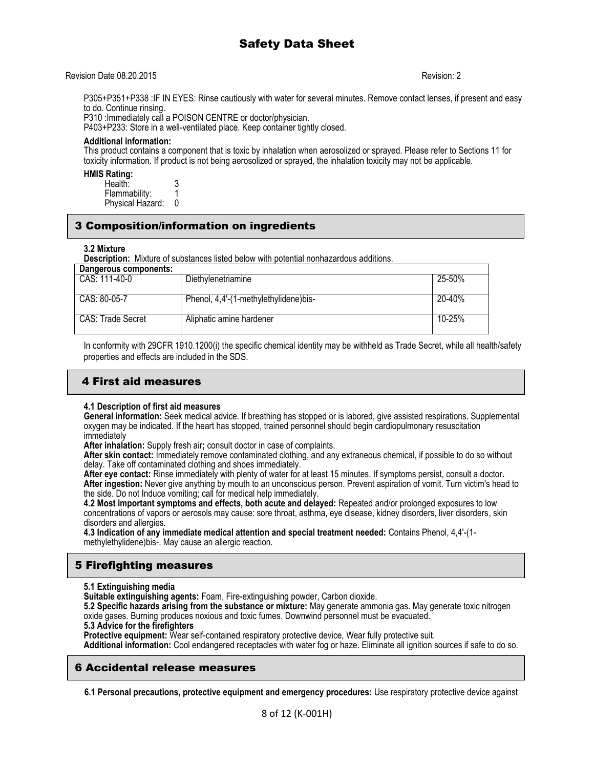P305+P351+P338 :IF IN EYES: Rinse cautiously with water for several minutes. Remove contact lenses, if present and easy to do. Continue rinsing.
P310 :Immediately call a POISON CENTRE or doctor/physician.
P403+P233: Store in a well-ventilated place. Keep container tightly closed.

**Additional information:**
This product contains a component that is toxic by inhalation when aerosolized or sprayed. Please refer to Sections 11 for toxicity information. If product is not being aerosolized or sprayed, the inhalation toxicity may not be applicable.

**HMIS Rating:**
Health: 3
Flammability: 1
Physical Hazard: 0

## 3 Composition/information on ingredients

**3.2 Mixture**
**Description:** Mixture of substances listed below with potential nonhazardous additions.

| Dangerous components: | | |
|---|---|---|
| CAS: 111-40-0 | Diethylenetriamine | 25-50% |
| CAS: 80-05-7 | Phenol, 4,4'-(1-methylethylidene)bis- | 20-40% |
| CAS: Trade Secret | Aliphatic amine hardener | 10-25% |

In conformity with 29CFR 1910.1200(i) the specific chemical identity may be withheld as Trade Secret, while all health/safety properties and effects are included in the SDS.

## 4 First aid measures

**4.1 Description of first aid measures**
**General information:** Seek medical advice. If breathing has stopped or is labored, give assisted respirations. Supplemental oxygen may be indicated. If the heart has stopped, trained personnel should begin cardiopulmonary resuscitation immediately
**After inhalation:** Supply fresh air**;** consult doctor in case of complaints.
**After skin contact:** Immediately remove contaminated clothing, and any extraneous chemical, if possible to do so without delay. Take off contaminated clothing and shoes immediately.
**After eye contact:** Rinse immediately with plenty of water for at least 15 minutes. If symptoms persist, consult a doctor**.**
**After ingestion:** Never give anything by mouth to an unconscious person. Prevent aspiration of vomit. Turn victim's head to the side. Do not Induce vomiting; call for medical help immediately.
**4.2 Most important symptoms and effects, both acute and delayed:** Repeated and/or prolonged exposures to low concentrations of vapors or aerosols may cause: sore throat, asthma, eye disease, kidney disorders, liver disorders, skin disorders and allergies.
**4.3 Indication of any immediate medical attention and special treatment needed:** Contains Phenol, 4,4'-(1-methylethylidene)bis-. May cause an allergic reaction.

## 5 Firefighting measures

**5.1 Extinguishing media**
**Suitable extinguishing agents:** Foam, Fire-extinguishing powder, Carbon dioxide.
**5.2 Specific hazards arising from the substance or mixture:** May generate ammonia gas. May generate toxic nitrogen oxide gases. Burning produces noxious and toxic fumes. Downwind personnel must be evacuated.
**5.3 Advice for the firefighters**
**Protective equipment:** Wear self-contained respiratory protective device, Wear fully protective suit.
**Additional information:** Cool endangered receptacles with water fog or haze. Eliminate all ignition sources if safe to do so.

## 6 Accidental release measures

**6.1 Personal precautions, protective equipment and emergency procedures:** Use respiratory protective device against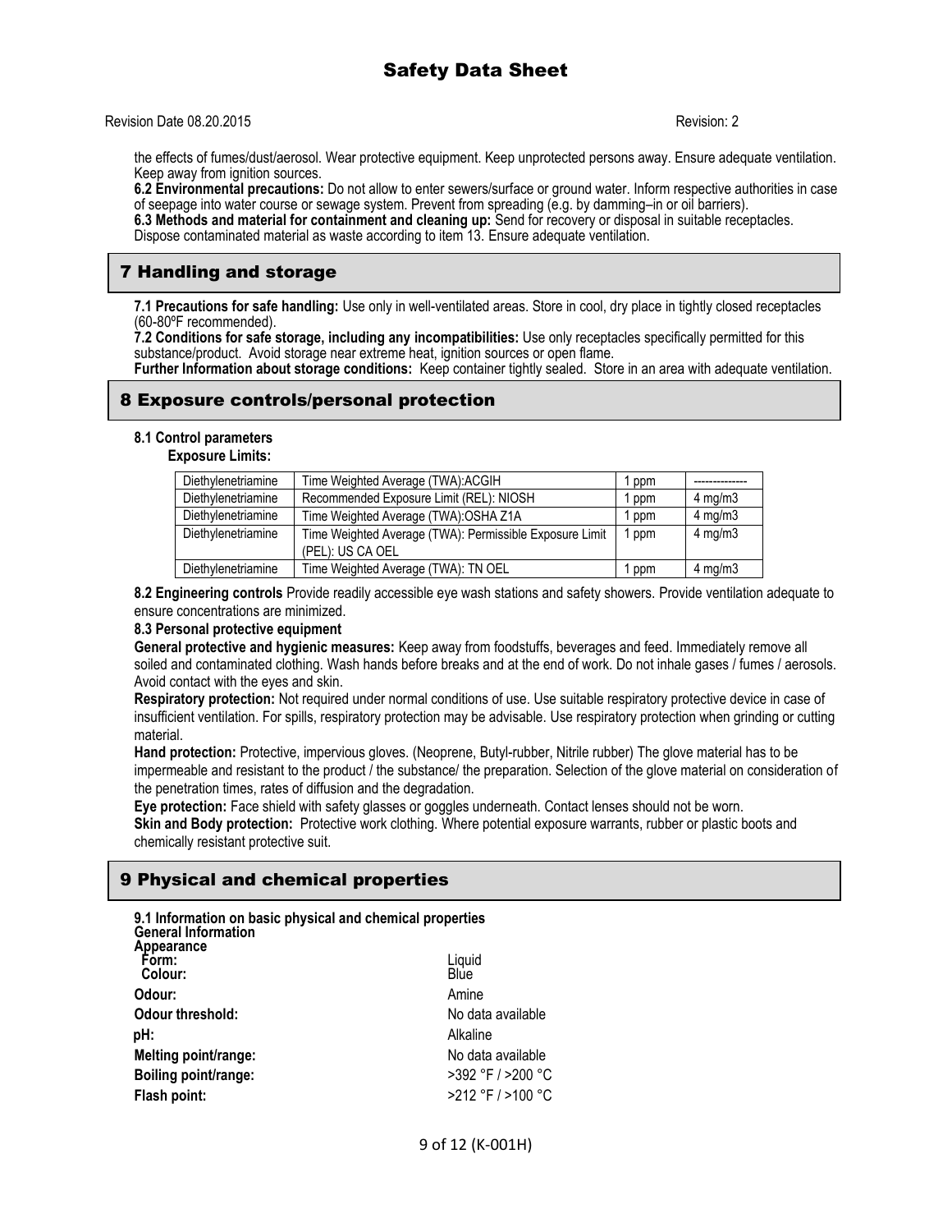the effects of fumes/dust/aerosol. Wear protective equipment. Keep unprotected persons away. Ensure adequate ventilation. Keep away from ignition sources.

**6.2 Environmental precautions:** Do not allow to enter sewers/surface or ground water. Inform respective authorities in case of seepage into water course or sewage system. Prevent from spreading (e.g. by damming–in or oil barriers).

**6.3 Methods and material for containment and cleaning up:** Send for recovery or disposal in suitable receptacles. Dispose contaminated material as waste according to item 13. Ensure adequate ventilation.

## 7 Handling and storage

**7.1 Precautions for safe handling:** Use only in well-ventilated areas. Store in cool, dry place in tightly closed receptacles (60-80ºF recommended).

**7.2 Conditions for safe storage, including any incompatibilities:** Use only receptacles specifically permitted for this substance/product. Avoid storage near extreme heat, ignition sources or open flame.

**Further Information about storage conditions:** Keep container tightly sealed. Store in an area with adequate ventilation.

## 8 Exposure controls/personal protection

**8.1 Control parameters**

**Exposure Limits:**

| | | | |
|---|---|---|---|
| Diethylenetriamine | Time Weighted Average (TWA):ACGIH | 1 ppm | ------------- |
| Diethylenetriamine | Recommended Exposure Limit (REL): NIOSH | 1 ppm | 4 mg/m3 |
| Diethylenetriamine | Time Weighted Average (TWA):OSHA Z1A | 1 ppm | 4 mg/m3 |
| Diethylenetriamine | Time Weighted Average (TWA): Permissible Exposure Limit (PEL): US CA OEL | 1 ppm | 4 mg/m3 |
| Diethylenetriamine | Time Weighted Average (TWA): TN OEL | 1 ppm | 4 mg/m3 |

**8.2 Engineering controls** Provide readily accessible eye wash stations and safety showers. Provide ventilation adequate to ensure concentrations are minimized.

**8.3 Personal protective equipment**

**General protective and hygienic measures:** Keep away from foodstuffs, beverages and feed. Immediately remove all soiled and contaminated clothing. Wash hands before breaks and at the end of work. Do not inhale gases / fumes / aerosols. Avoid contact with the eyes and skin.

**Respiratory protection:** Not required under normal conditions of use. Use suitable respiratory protective device in case of insufficient ventilation. For spills, respiratory protection may be advisable. Use respiratory protection when grinding or cutting material.

**Hand protection:** Protective, impervious gloves. (Neoprene, Butyl-rubber, Nitrile rubber) The glove material has to be impermeable and resistant to the product / the substance/ the preparation. Selection of the glove material on consideration of the penetration times, rates of diffusion and the degradation.

**Eye protection:** Face shield with safety glasses or goggles underneath. Contact lenses should not be worn.

**Skin and Body protection:** Protective work clothing. Where potential exposure warrants, rubber or plastic boots and chemically resistant protective suit.

## 9 Physical and chemical properties

**9.1 Information on basic physical and chemical properties**
**General Information**
**Appearance**

| | |
|---|---|
| **Form:** | Liquid |
| **Colour:** | Blue |
| **Odour:** | Amine |
| **Odour threshold:** | No data available |
| **pH:** | Alkaline |
| **Melting point/range:** | No data available |
| **Boiling point/range:** | >392 °F / >200 °C |
| **Flash point:** | >212 °F / >100 °C |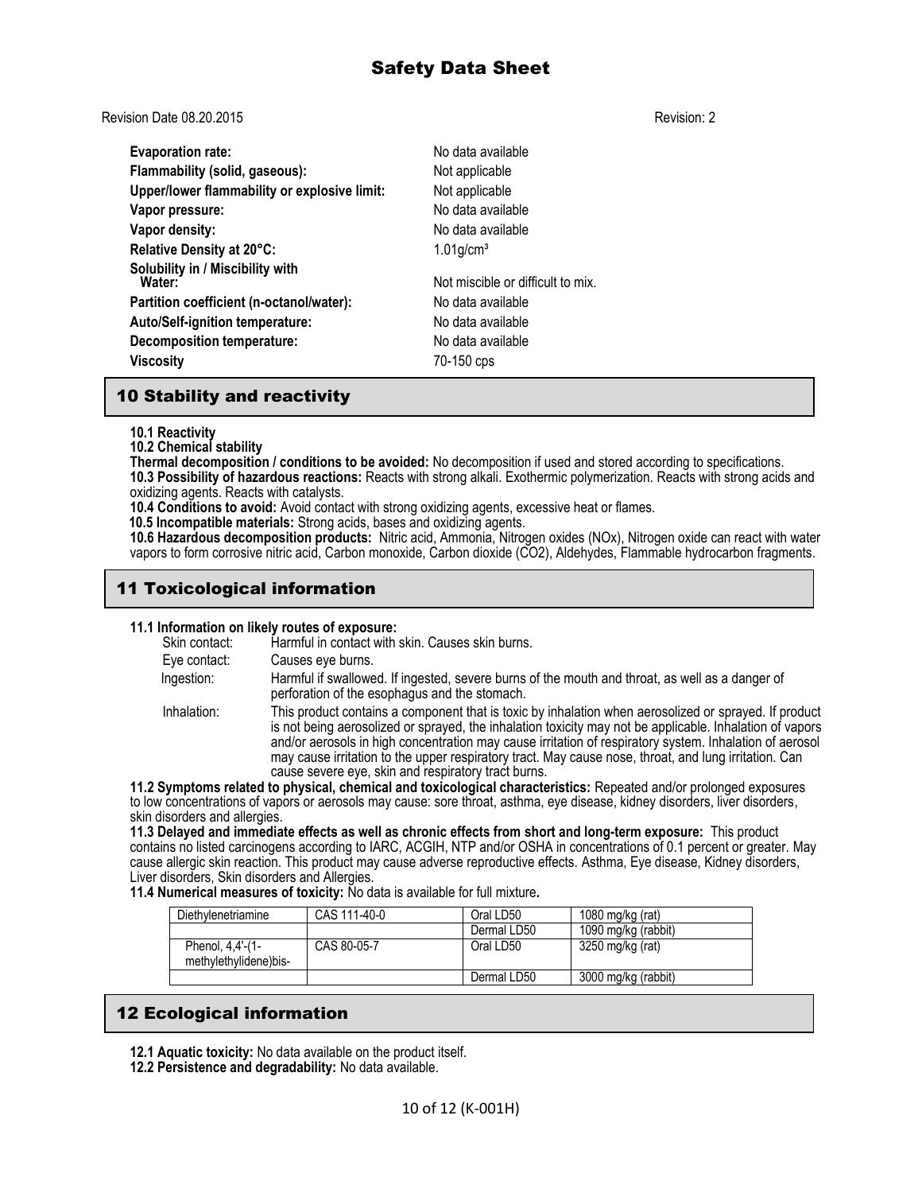| | |
|---|---|
| **Evaporation rate:** | No data available |
| **Flammability (solid, gaseous):** | Not applicable |
| **Upper/lower flammability or explosive limit:** | Not applicable |
| **Vapor pressure:** | No data available |
| **Vapor density:** | No data available |
| **Relative Density at 20°C:** | $1.01 g/cm^3$ |
| **Solubility in / Miscibility with Water:** | Not miscible or difficult to mix. |
| **Partition coefficient (n-octanol/water):** | No data available |
| **Auto/Self-ignition temperature:** | No data available |
| **Decomposition temperature:** | No data available |
| **Viscosity** | 70-150 cps |

## 10 Stability and reactivity

**10.1 Reactivity**
**10.2 Chemical stability**
**Thermal decomposition / conditions to be avoided:** No decomposition if used and stored according to specifications.
**10.3 Possibility of hazardous reactions:** Reacts with strong alkali. Exothermic polymerization. Reacts with strong acids and oxidizing agents. Reacts with catalysts.
**10.4 Conditions to avoid:** Avoid contact with strong oxidizing agents, excessive heat or flames.
**10.5 Incompatible materials:** Strong acids, bases and oxidizing agents.
**10.6 Hazardous decomposition products:** Nitric acid, Ammonia, Nitrogen oxides (NOx), Nitrogen oxide can react with water vapors to form corrosive nitric acid, Carbon monoxide, Carbon dioxide ($CO_2$), Aldehydes, Flammable hydrocarbon fragments.

## 11 Toxicological information

**11.1 Information on likely routes of exposure:**

| | |
|---|---|
| Skin contact: | Harmful in contact with skin. Causes skin burns. |
| Eye contact: | Causes eye burns. |
| Ingestion: | Harmful if swallowed. If ingested, severe burns of the mouth and throat, as well as a danger of perforation of the esophagus and the stomach. |
| Inhalation: | This product contains a component that is toxic by inhalation when aerosolized or sprayed. If product is not being aerosolized or sprayed, the inhalation toxicity may not be applicable. Inhalation of vapors and/or aerosols in high concentration may cause irritation of respiratory system. Inhalation of aerosol may cause irritation to the upper respiratory tract. May cause nose, throat, and lung irritation. Can cause severe eye, skin and respiratory tract burns. |

**11.2 Symptoms related to physical, chemical and toxicological characteristics:** Repeated and/or prolonged exposures to low concentrations of vapors or aerosols may cause: sore throat, asthma, eye disease, kidney disorders, liver disorders, skin disorders and allergies.
**11.3 Delayed and immediate effects as well as chronic effects from short and long-term exposure:** This product contains no listed carcinogens according to IARC, ACGIH, NTP and/or OSHA in concentrations of 0.1 percent or greater. May cause allergic skin reaction. This product may cause adverse reproductive effects. Asthma, Eye disease, Kidney disorders, Liver disorders, Skin disorders and Allergies.
**11.4 Numerical measures of toxicity:** No data is available for full mixture**.**

| | | | |
|---|---|---|---|
| Diethylenetriamine | CAS 111-40-0 | Oral LD50 | 1080 mg/kg (rat) |
| | | Dermal LD50 | 1090 mg/kg (rabbit) |
| Phenol, 4,4'-(1-methylethylidene)bis- | CAS 80-05-7 | Oral LD50 | 3250 mg/kg (rat) |
| | | Dermal LD50 | 3000 mg/kg (rabbit) |

## 12 Ecological information

**12.1 Aquatic toxicity:** No data available on the product itself.
**12.2 Persistence and degradability:** No data available.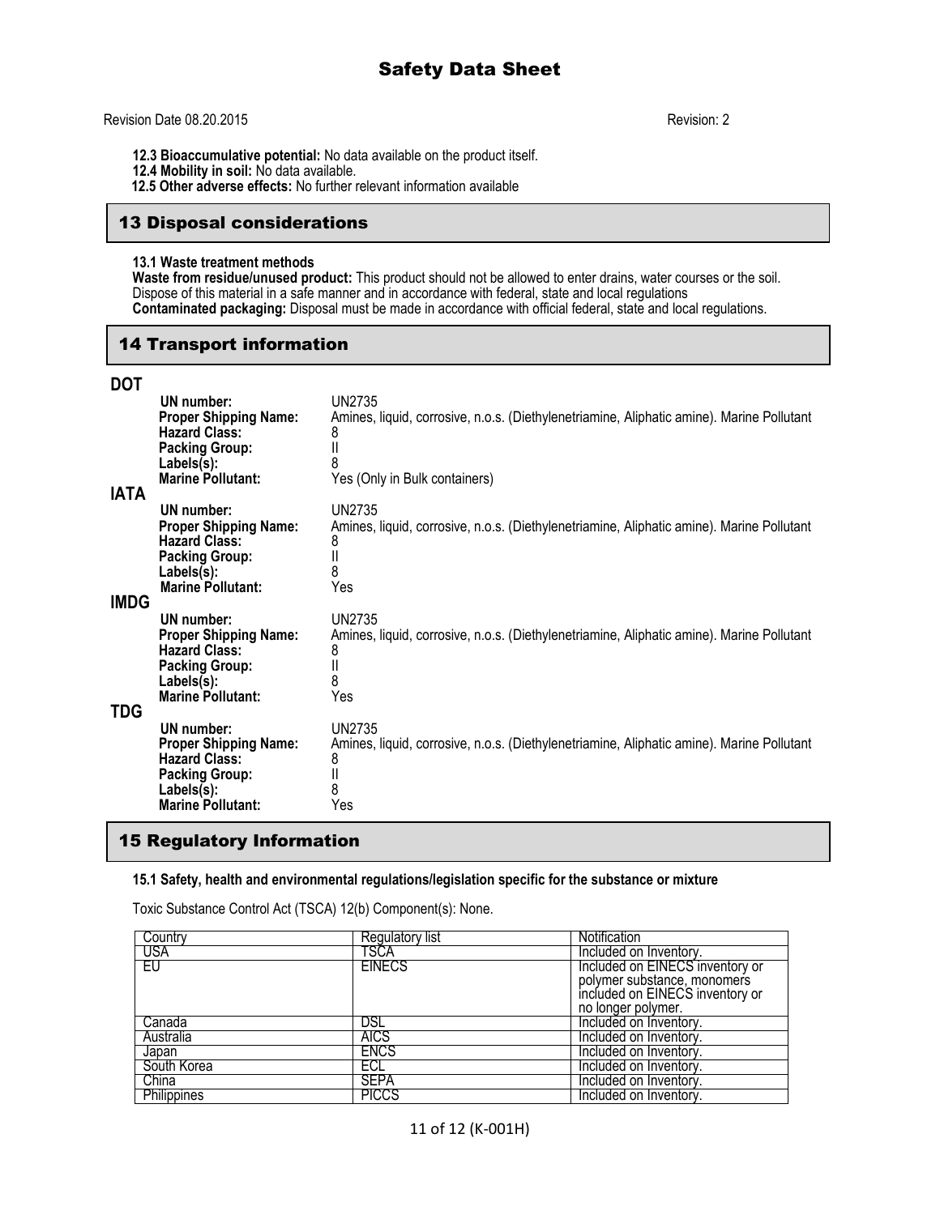**12.3 Bioaccumulative potential:** No data available on the product itself.
**12.4 Mobility in soil:** No data available.
**12.5 Other adverse effects:** No further relevant information available

## 13 Disposal considerations

**13.1 Waste treatment methods**
**Waste from residue/unused product:** This product should not be allowed to enter drains, water courses or the soil. Dispose of this material in a safe manner and in accordance with federal, state and local regulations
**Contaminated packaging:** Disposal must be made in accordance with official federal, state and local regulations.

## 14 Transport information

### DOT

**UN number:** UN2735
**Proper Shipping Name:** Amines, liquid, corrosive, n.o.s. (Diethylenetriamine, Aliphatic amine). Marine Pollutant
**Hazard Class:** 8
**Packing Group:** II
**Labels(s):** 8
**Marine Pollutant:** Yes (Only in Bulk containers)

### IATA

**UN number:** UN2735
**Proper Shipping Name:** Amines, liquid, corrosive, n.o.s. (Diethylenetriamine, Aliphatic amine). Marine Pollutant
**Hazard Class:** 8
**Packing Group:** II
**Labels(s):** 8
**Marine Pollutant:** Yes

### IMDG

**UN number:** UN2735
**Proper Shipping Name:** Amines, liquid, corrosive, n.o.s. (Diethylenetriamine, Aliphatic amine). Marine Pollutant
**Hazard Class:** 8
**Packing Group:** II
**Labels(s):** 8
**Marine Pollutant:** Yes

### TDG

**UN number:** UN2735
**Proper Shipping Name:** Amines, liquid, corrosive, n.o.s. (Diethylenetriamine, Aliphatic amine). Marine Pollutant
**Hazard Class:** 8
**Packing Group:** II
**Labels(s):** 8
**Marine Pollutant:** Yes

## 15 Regulatory Information

**15.1 Safety, health and environmental regulations/legislation specific for the substance or mixture**

Toxic Substance Control Act (TSCA) 12(b) Component(s): None.

| Country | Regulatory list | Notification |
|---|---|---|
| USA | TSCA | Included on Inventory. |
| EU | EINECS | Included on EINECS inventory or polymer substance, monomers included on EINECS inventory or no longer polymer. |
| Canada | DSL | Included on Inventory. |
| Australia | AICS | Included on Inventory. |
| Japan | ENCS | Included on Inventory. |
| South Korea | ECL | Included on Inventory. |
| China | SEPA | Included on Inventory. |
| Philippines | PICCS | Included on Inventory. |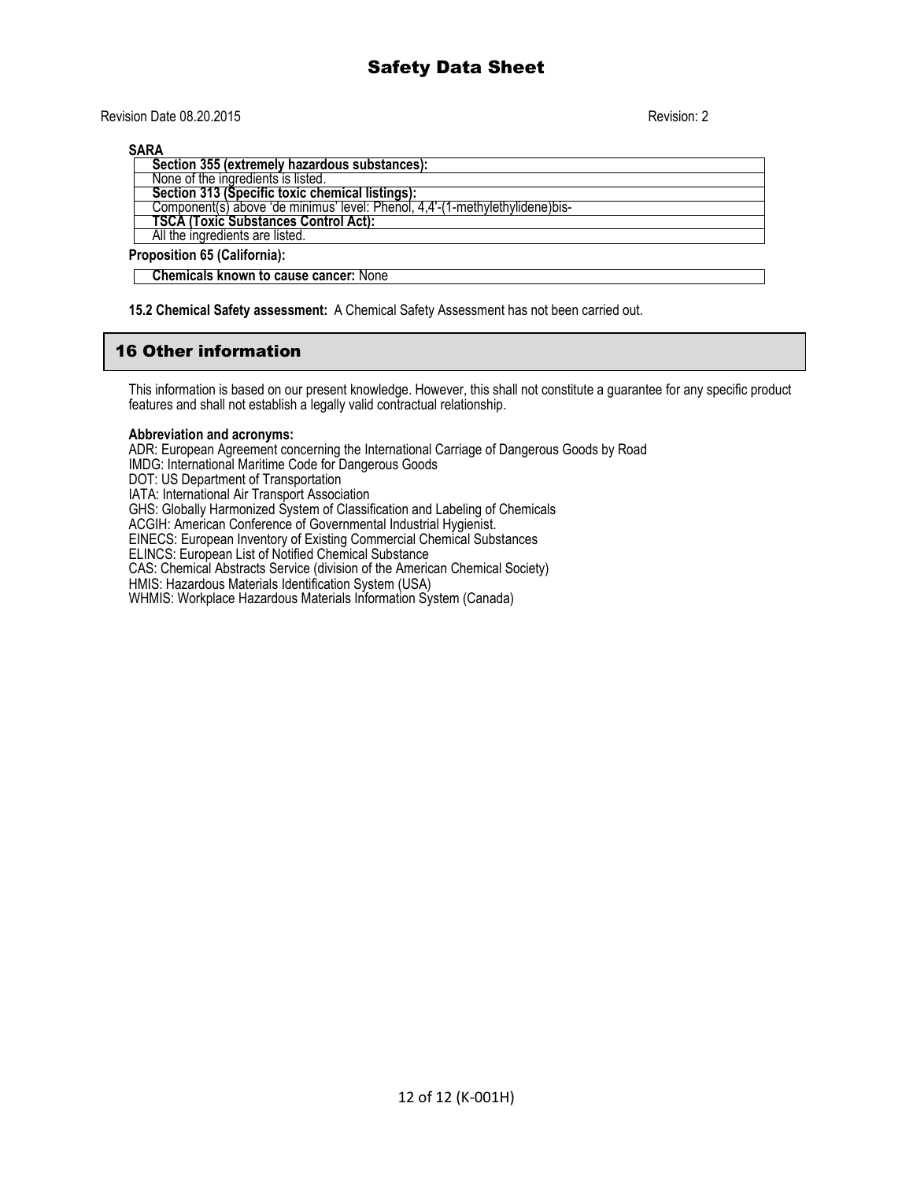**SARA**

| |
|---|
| **Section 355 (extremely hazardous substances):** |
| None of the ingredients is listed. |
| **Section 313 (Specific toxic chemical listings):** |
| Component(s) above 'de minimus' level: Phenol, 4,4'-(1-methylethylidene)bis- |
| **TSCA (Toxic Substances Control Act):** |
| All the ingredients are listed. |

**Proposition 65 (California):**

| |
|---|
| **Chemicals known to cause cancer:** None |

**15.2 Chemical Safety assessment:** A Chemical Safety Assessment has not been carried out.

## 16 Other information

This information is based on our present knowledge. However, this shall not constitute a guarantee for any specific product features and shall not establish a legally valid contractual relationship.

**Abbreviation and acronyms:**

ADR: European Agreement concerning the International Carriage of Dangerous Goods by Road
IMDG: International Maritime Code for Dangerous Goods
DOT: US Department of Transportation
IATA: International Air Transport Association
GHS: Globally Harmonized System of Classification and Labeling of Chemicals
ACGIH: American Conference of Governmental Industrial Hygienist.
EINECS: European Inventory of Existing Commercial Chemical Substances
ELINCS: European List of Notified Chemical Substance
CAS: Chemical Abstracts Service (division of the American Chemical Society)
HMIS: Hazardous Materials Identification System (USA)
WHMIS: Workplace Hazardous Materials Information System (Canada)